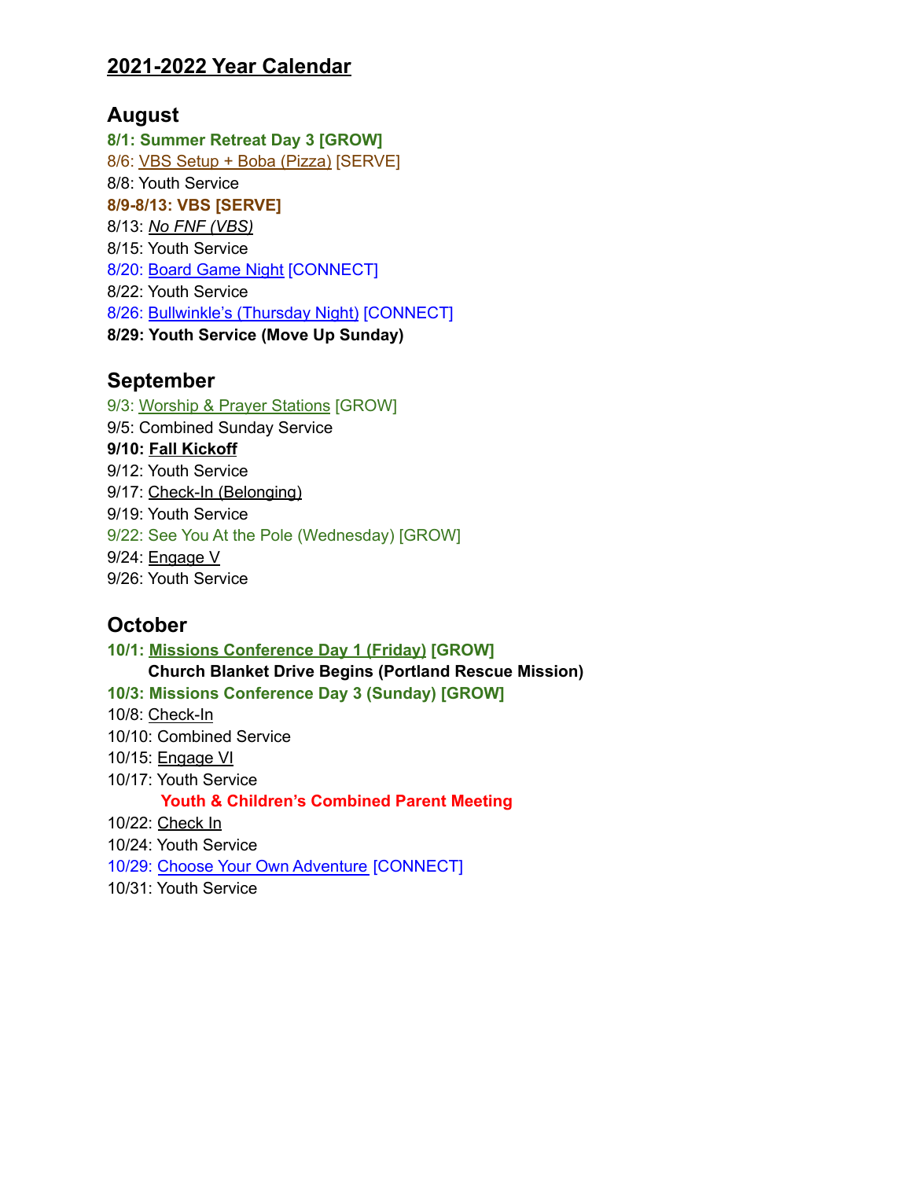## 2021-2022 Year Calendar

### August

**8/1: Summer Retreat Day 3 [GROW]**
8/6: VBS Setup + Boba (Pizza) [SERVE]
8/8: Youth Service
**8/9-8/13: VBS [SERVE]**
8/13: *No FNF (VBS)*
8/15: Youth Service
8/20: Board Game Night [CONNECT]
8/22: Youth Service
8/26: Bullwinkle's (Thursday Night) [CONNECT]
**8/29: Youth Service (Move Up Sunday)**

### September

9/3: Worship & Prayer Stations [GROW]
9/5: Combined Sunday Service
**9/10: Fall Kickoff**
9/12: Youth Service
9/17: Check-In (Belonging)
9/19: Youth Service
9/22: See You At the Pole (Wednesday) [GROW]
9/24: Engage V
9/26: Youth Service

### October

**10/1: Missions Conference Day 1 (Friday) [GROW]**
**Church Blanket Drive Begins (Portland Rescue Mission)**
**10/3: Missions Conference Day 3 (Sunday) [GROW]**
10/8: Check-In
10/10: Combined Service
10/15: Engage VI
10/17: Youth Service
**Youth & Children's Combined Parent Meeting**
10/22: Check In
10/24: Youth Service
10/29: Choose Your Own Adventure [CONNECT]
10/31: Youth Service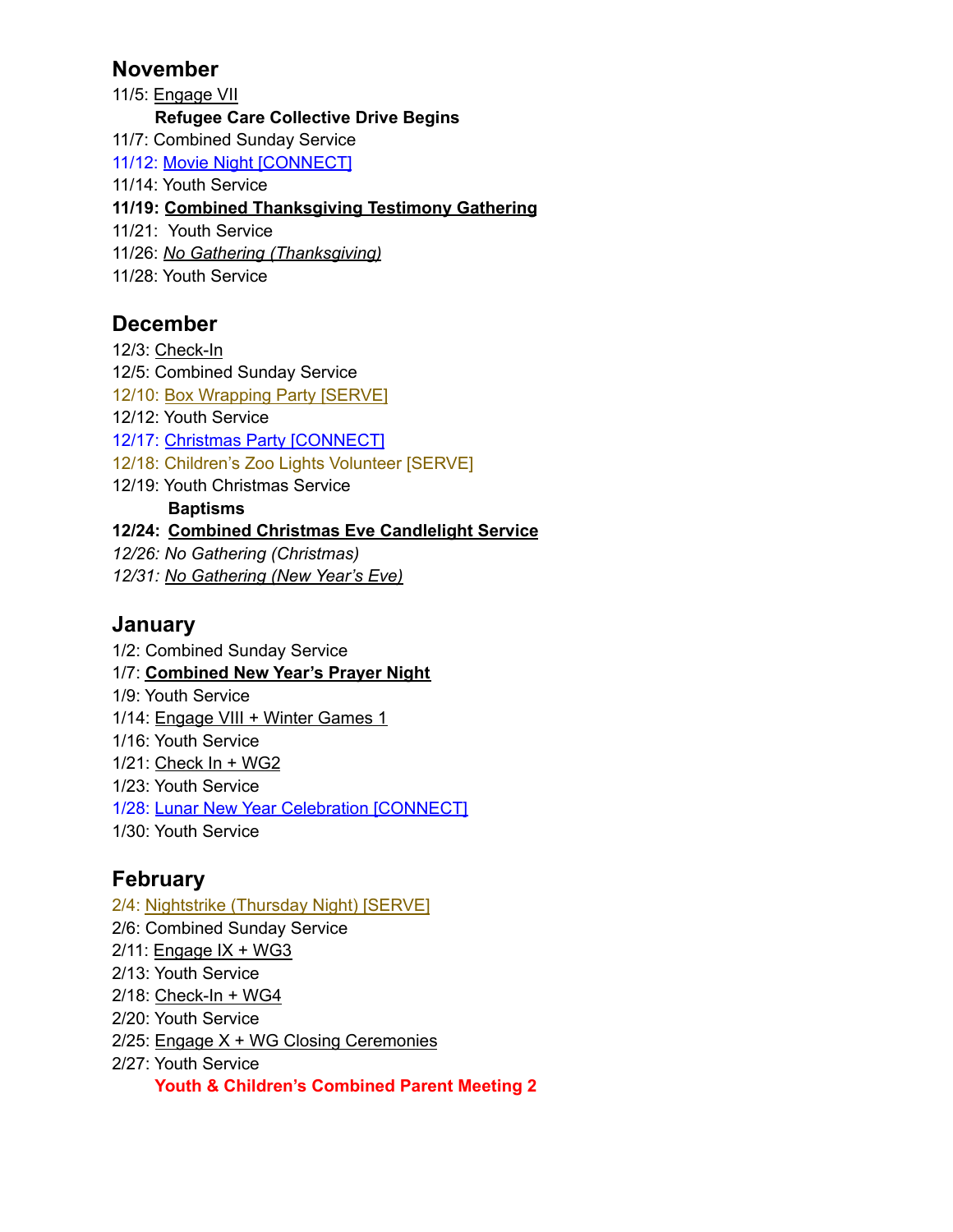## November

11/5: Engage VII

**Refugee Care Collective Drive Begins**

11/7: Combined Sunday Service

11/12: Movie Night [CONNECT]

11/14: Youth Service

**11/19: Combined Thanksgiving Testimony Gathering**

11/21: Youth Service

11/26: *No Gathering (Thanksgiving)*

11/28: Youth Service

## December

12/3: Check-In

12/5: Combined Sunday Service

12/10: Box Wrapping Party [SERVE]

12/12: Youth Service

12/17: Christmas Party [CONNECT]

12/18: Children's Zoo Lights Volunteer [SERVE]

12/19: Youth Christmas Service

**Baptisms**

**12/24: Combined Christmas Eve Candlelight Service**

*12/26: No Gathering (Christmas)*

*12/31: No Gathering (New Year's Eve)*

## January

1/2: Combined Sunday Service

1/7: **Combined New Year's Prayer Night**

1/9: Youth Service

1/14: Engage VIII + Winter Games 1

1/16: Youth Service

1/21: Check In + WG2

1/23: Youth Service

1/28: Lunar New Year Celebration [CONNECT]

1/30: Youth Service

## February

2/4: Nightstrike (Thursday Night) [SERVE]

2/6: Combined Sunday Service

2/11: Engage IX + WG3

2/13: Youth Service

2/18: Check-In + WG4

2/20: Youth Service

2/25: Engage X + WG Closing Ceremonies

2/27: Youth Service

**Youth & Children's Combined Parent Meeting 2**